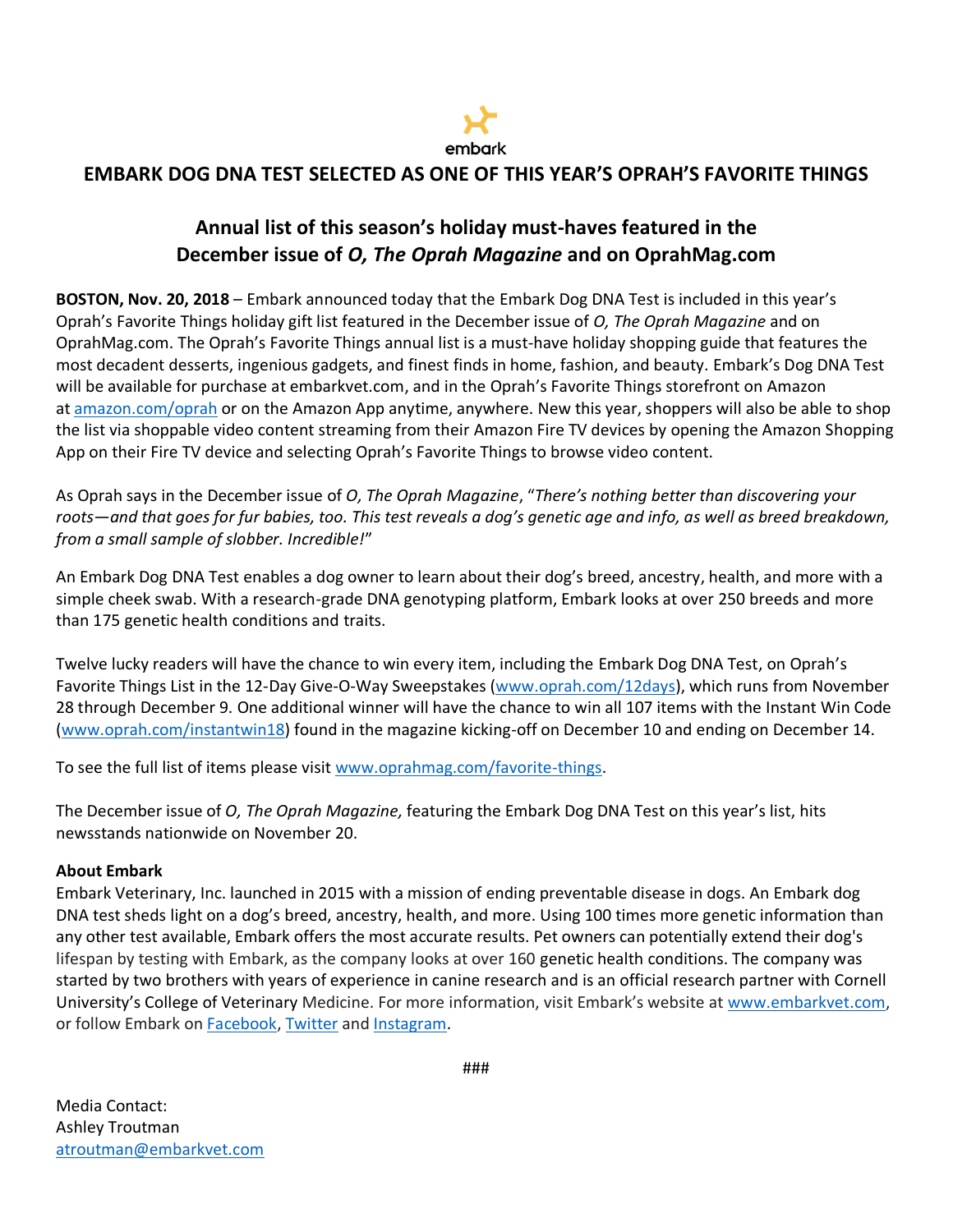embark

# EMBARK DOG DNA TEST SELECTED AS ONE OF THIS YEAR'S OPRAH'S FAVORITE THINGS

## Annual list of this season's holiday must-haves featured in the December issue of *O, The Oprah Magazine* and on OprahMag.com

**BOSTON, Nov. 20, 2018** – Embark announced today that the Embark Dog DNA Test is included in this year's Oprah's Favorite Things holiday gift list featured in the December issue of *O, The Oprah Magazine* and on OprahMag.com. The Oprah's Favorite Things annual list is a must-have holiday shopping guide that features the most decadent desserts, ingenious gadgets, and finest finds in home, fashion, and beauty. Embark's Dog DNA Test will be available for purchase at embarkvet.com, and in the Oprah's Favorite Things storefront on Amazon at amazon.com/oprah or on the Amazon App anytime, anywhere. New this year, shoppers will also be able to shop the list via shoppable video content streaming from their Amazon Fire TV devices by opening the Amazon Shopping App on their Fire TV device and selecting Oprah's Favorite Things to browse video content.

As Oprah says in the December issue of *O, The Oprah Magazine*, "*There's nothing better than discovering your roots—and that goes for fur babies, too. This test reveals a dog's genetic age and info, as well as breed breakdown, from a small sample of slobber. Incredible!*"

An Embark Dog DNA Test enables a dog owner to learn about their dog's breed, ancestry, health, and more with a simple cheek swab. With a research-grade DNA genotyping platform, Embark looks at over 250 breeds and more than 175 genetic health conditions and traits.

Twelve lucky readers will have the chance to win every item, including the Embark Dog DNA Test, on Oprah's Favorite Things List in the 12-Day Give-O-Way Sweepstakes (www.oprah.com/12days), which runs from November 28 through December 9. One additional winner will have the chance to win all 107 items with the Instant Win Code (www.oprah.com/instantwin18) found in the magazine kicking-off on December 10 and ending on December 14.

To see the full list of items please visit www.oprahmag.com/favorite-things.

The December issue of *O, The Oprah Magazine,* featuring the Embark Dog DNA Test on this year's list, hits newsstands nationwide on November 20.

**About Embark**

Embark Veterinary, Inc. launched in 2015 with a mission of ending preventable disease in dogs. An Embark dog DNA test sheds light on a dog's breed, ancestry, health, and more. Using 100 times more genetic information than any other test available, Embark offers the most accurate results. Pet owners can potentially extend their dog's lifespan by testing with Embark, as the company looks at over 160 genetic health conditions. The company was started by two brothers with years of experience in canine research and is an official research partner with Cornell University's College of Veterinary Medicine. For more information, visit Embark's website at www.embarkvet.com, or follow Embark on Facebook, Twitter and Instagram.

###

Media Contact:
Ashley Troutman
atroutman@embarkvet.com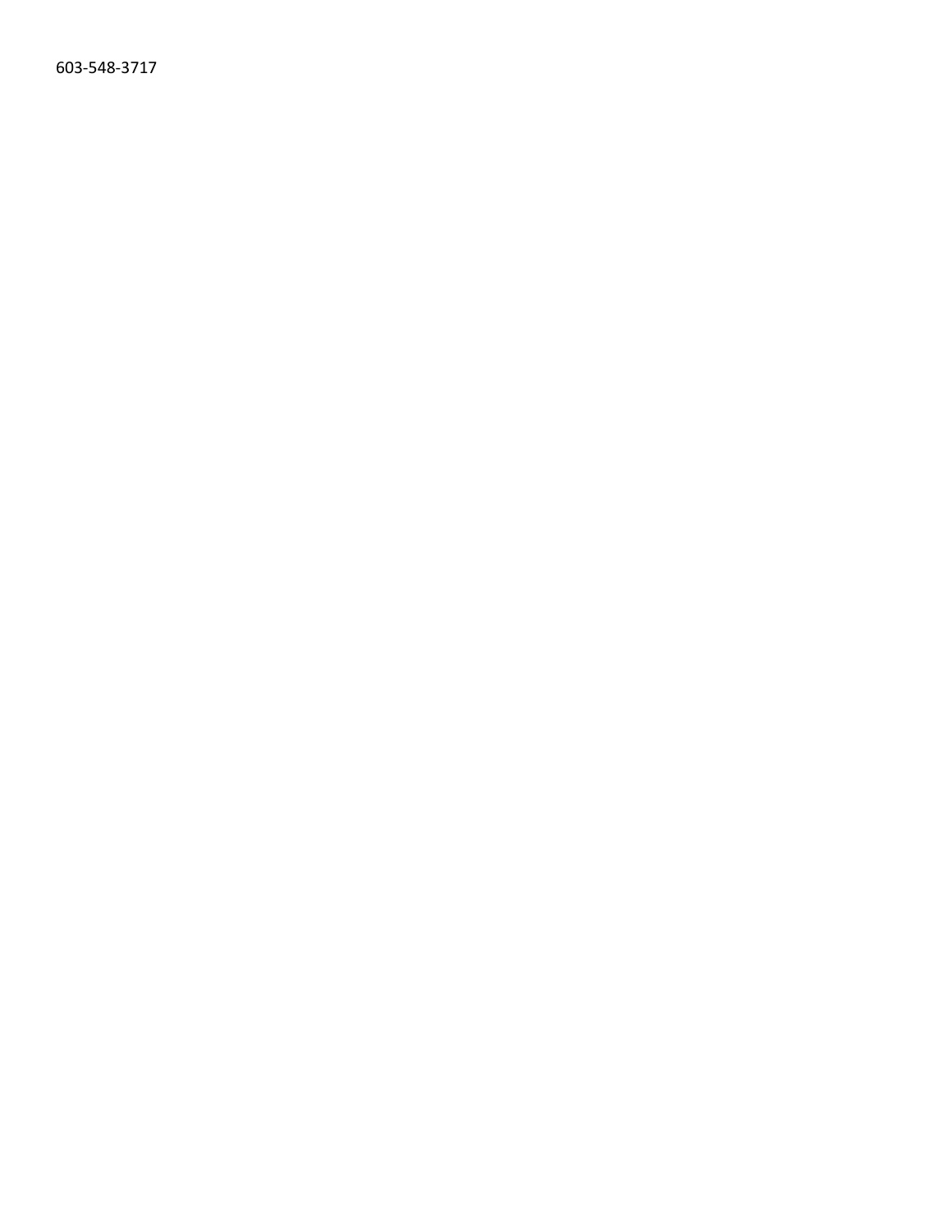603-548-3717